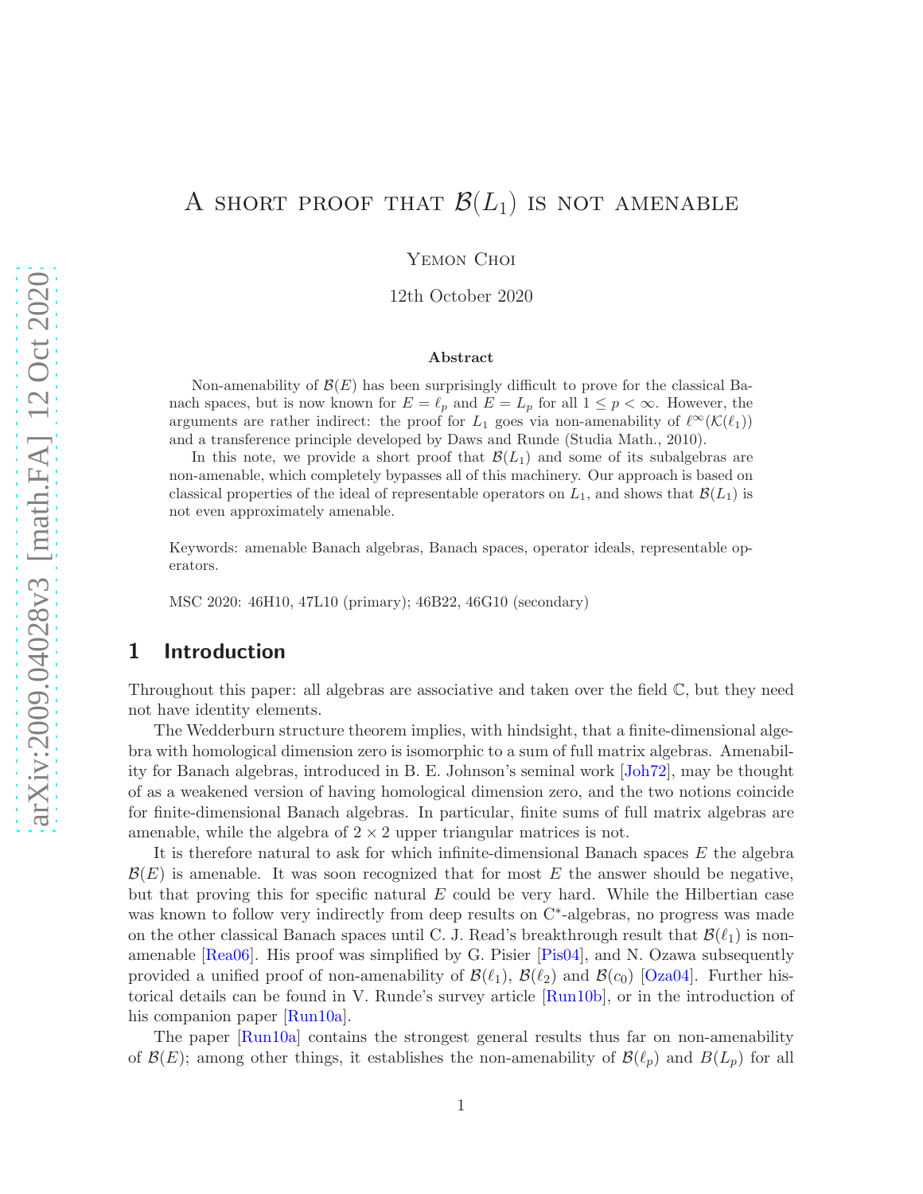# A short proof that $\mathcal{B}(L_1)$ is not amenable

Yemon Choi

12th October 2020

### Abstract

Non-amenability of $\mathcal{B}(E)$ has been surprisingly difficult to prove for the classical Banach spaces, but is now known for $E = \ell_p$ and $E = L_p$ for all $1 \le p < \infty$. However, the arguments are rather indirect: the proof for $L_1$ goes via non-amenability of $\ell^\infty(\mathcal{K}(\ell_1))$ and a transference principle developed by Daws and Runde (Studia Math., 2010).

In this note, we provide a short proof that $\mathcal{B}(L_1)$ and some of its subalgebras are non-amenable, which completely bypasses all of this machinery. Our approach is based on classical properties of the ideal of representable operators on $L_1$, and shows that $\mathcal{B}(L_1)$ is not even approximately amenable.

Keywords: amenable Banach algebras, Banach spaces, operator ideals, representable operators.

MSC 2020: 46H10, 47L10 (primary); 46B22, 46G10 (secondary)

## 1 Introduction

Throughout this paper: all algebras are associative and taken over the field $\mathbb{C}$, but they need not have identity elements.

The Wedderburn structure theorem implies, with hindsight, that a finite-dimensional algebra with homological dimension zero is isomorphic to a sum of full matrix algebras. Amenability for Banach algebras, introduced in B. E. Johnson's seminal work [Joh72], may be thought of as a weakened version of having homological dimension zero, and the two notions coincide for finite-dimensional Banach algebras. In particular, finite sums of full matrix algebras are amenable, while the algebra of $2 \times 2$ upper triangular matrices is not.

It is therefore natural to ask for which infinite-dimensional Banach spaces $E$ the algebra $\mathcal{B}(E)$ is amenable. It was soon recognized that for most $E$ the answer should be negative, but that proving this for specific natural $E$ could be very hard. While the Hilbertian case was known to follow very indirectly from deep results on C*-algebras, no progress was made on the other classical Banach spaces until C. J. Read's breakthrough result that $\mathcal{B}(\ell_1)$ is non-amenable [Rea06]. His proof was simplified by G. Pisier [Pis04], and N. Ozawa subsequently provided a unified proof of non-amenability of $\mathcal{B}(\ell_1)$, $\mathcal{B}(\ell_2)$ and $\mathcal{B}(c_0)$ [Oza04]. Further historical details can be found in V. Runde's survey article [Run10b], or in the introduction of his companion paper [Run10a].

The paper [Run10a] contains the strongest general results thus far on non-amenability of $\mathcal{B}(E)$; among other things, it establishes the non-amenability of $\mathcal{B}(\ell_p)$ and $B(L_p)$ for all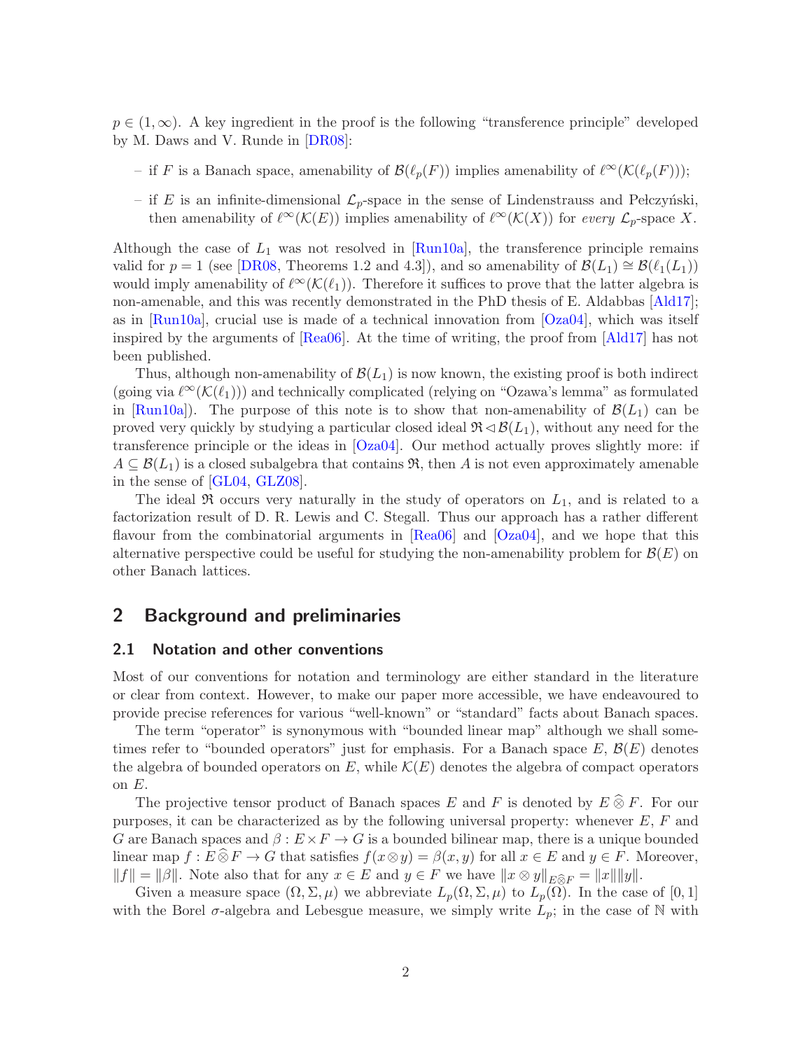$p \in (1, \infty)$. A key ingredient in the proof is the following "transference principle" developed by M. Daws and V. Runde in [DR08]:

- if $F$ is a Banach space, amenability of $\mathcal{B}(\ell_p(F))$ implies amenability of $\ell^\infty(\mathcal{K}(\ell_p(F)))$;
- if $E$ is an infinite-dimensional $\mathcal{L}_p$-space in the sense of Lindenstrauss and Pełczyński, then amenability of $\ell^\infty(\mathcal{K}(E))$ implies amenability of $\ell^\infty(\mathcal{K}(X))$ for *every* $\mathcal{L}_p$-space $X$.

Although the case of $L_1$ was not resolved in [Run10a], the transference principle remains valid for $p = 1$ (see [DR08, Theorems 1.2 and 4.3]), and so amenability of $\mathcal{B}(L_1) \cong \mathcal{B}(\ell_1(L_1))$ would imply amenability of $\ell^\infty(\mathcal{K}(\ell_1))$. Therefore it suffices to prove that the latter algebra is non-amenable, and this was recently demonstrated in the PhD thesis of E. Aldabbas [Ald17]; as in [Run10a], crucial use is made of a technical innovation from [Oza04], which was itself inspired by the arguments of [Rea06]. At the time of writing, the proof from [Ald17] has not been published.

Thus, although non-amenability of $\mathcal{B}(L_1)$ is now known, the existing proof is both indirect (going via $\ell^\infty(\mathcal{K}(\ell_1))$) and technically complicated (relying on "Ozawa's lemma" as formulated in [Run10a]). The purpose of this note is to show that non-amenability of $\mathcal{B}(L_1)$ can be proved very quickly by studying a particular closed ideal $\mathfrak{R} \lhd \mathcal{B}(L_1)$, without any need for the transference principle or the ideas in [Oza04]. Our method actually proves slightly more: if $A \subseteq \mathcal{B}(L_1)$ is a closed subalgebra that contains $\mathfrak{R}$, then $A$ is not even approximately amenable in the sense of [GL04, GLZ08].

The ideal $\mathfrak{R}$ occurs very naturally in the study of operators on $L_1$, and is related to a factorization result of D. R. Lewis and C. Stegall. Thus our approach has a rather different flavour from the combinatorial arguments in [Rea06] and [Oza04], and we hope that this alternative perspective could be useful for studying the non-amenability problem for $\mathcal{B}(E)$ on other Banach lattices.

## 2 Background and preliminaries

### 2.1 Notation and other conventions

Most of our conventions for notation and terminology are either standard in the literature or clear from context. However, to make our paper more accessible, we have endeavoured to provide precise references for various "well-known" or "standard" facts about Banach spaces.

The term "operator" is synonymous with "bounded linear map" although we shall sometimes refer to "bounded operators" just for emphasis. For a Banach space $E$, $\mathcal{B}(E)$ denotes the algebra of bounded operators on $E$, while $\mathcal{K}(E)$ denotes the algebra of compact operators on $E$.

The projective tensor product of Banach spaces $E$ and $F$ is denoted by $E \widehat{\otimes} F$. For our purposes, it can be characterized as by the following universal property: whenever $E$, $F$ and $G$ are Banach spaces and $\beta : E \times F \to G$ is a bounded bilinear map, there is a unique bounded linear map $f : E \widehat{\otimes} F \to G$ that satisfies $f(x \otimes y) = \beta(x, y)$ for all $x \in E$ and $y \in F$. Moreover, $\|f\| = \|\beta\|$. Note also that for any $x \in E$ and $y \in F$ we have $\|x \otimes y\|_{E \widehat{\otimes} F} = \|x\|\|y\|$.

Given a measure space $(\Omega, \Sigma, \mu)$ we abbreviate $L_p(\Omega, \Sigma, \mu)$ to $L_p(\Omega)$. In the case of $[0, 1]$ with the Borel $\sigma$-algebra and Lebesgue measure, we simply write $L_p$; in the case of $\mathbb{N}$ with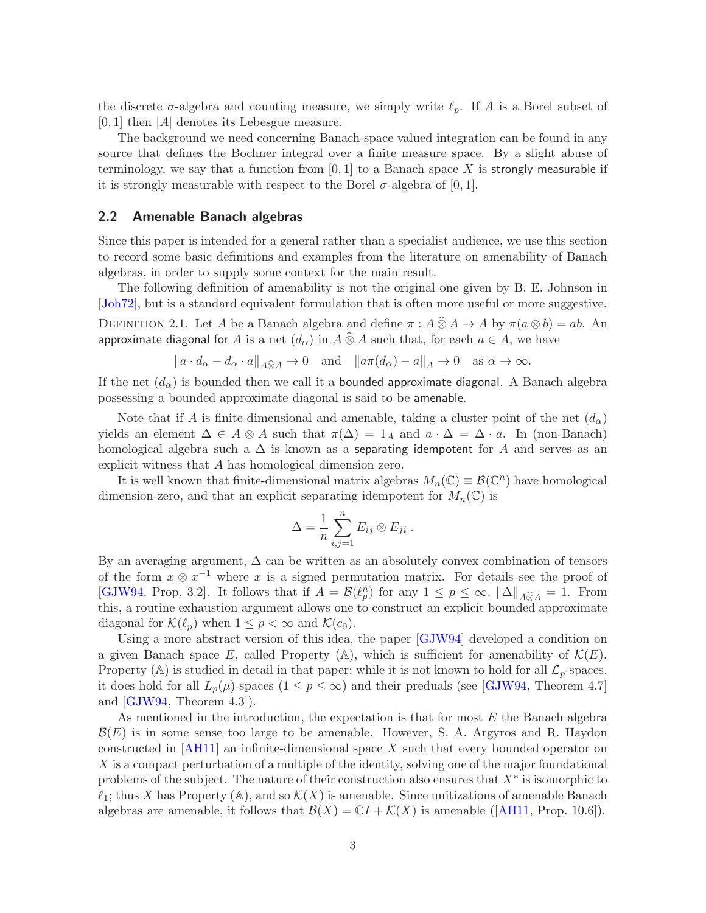the discrete $\sigma$-algebra and counting measure, we simply write $\ell_p$. If $A$ is a Borel subset of $[0, 1]$ then $|A|$ denotes its Lebesgue measure.

The background we need concerning Banach-space valued integration can be found in any source that defines the Bochner integral over a finite measure space. By a slight abuse of terminology, we say that a function from $[0, 1]$ to a Banach space $X$ is strongly measurable if it is strongly measurable with respect to the Borel $\sigma$-algebra of $[0, 1]$.

## 2.2 Amenable Banach algebras

Since this paper is intended for a general rather than a specialist audience, we use this section to record some basic definitions and examples from the literature on amenability of Banach algebras, in order to supply some context for the main result.

The following definition of amenability is not the original one given by B. E. Johnson in [Joh72], but is a standard equivalent formulation that is often more useful or more suggestive.

Definition 2.1. Let $A$ be a Banach algebra and define $\pi : A \widehat{\otimes} A \to A$ by $\pi(a \otimes b) = ab$. An approximate diagonal for $A$ is a net $(d_\alpha)$ in $A \widehat{\otimes} A$ such that, for each $a \in A$, we have

$$\|a \cdot d_\alpha - d_\alpha \cdot a\|_{A\widehat{\otimes}A} \to 0 \quad \text{and} \quad \|a\pi(d_\alpha) - a\|_A \to 0 \quad \text{as } \alpha \to \infty.$$

If the net $(d_\alpha)$ is bounded then we call it a bounded approximate diagonal. A Banach algebra possessing a bounded approximate diagonal is said to be amenable.

Note that if $A$ is finite-dimensional and amenable, taking a cluster point of the net $(d_\alpha)$ yields an element $\Delta \in A \otimes A$ such that $\pi(\Delta) = 1_A$ and $a \cdot \Delta = \Delta \cdot a$. In (non-Banach) homological algebra such a $\Delta$ is known as a separating idempotent for $A$ and serves as an explicit witness that $A$ has homological dimension zero.

It is well known that finite-dimensional matrix algebras $M_n(\mathbb{C}) \equiv \mathcal{B}(\mathbb{C}^n)$ have homological dimension-zero, and that an explicit separating idempotent for $M_n(\mathbb{C})$ is

$$\Delta = \frac{1}{n} \sum_{i,j=1}^{n} E_{ij} \otimes E_{ji} .$$

By an averaging argument, $\Delta$ can be written as an absolutely convex combination of tensors of the form $x \otimes x^{-1}$ where $x$ is a signed permutation matrix. For details see the proof of [GJW94, Prop. 3.2]. It follows that if $A = \mathcal{B}(\ell_p^n)$ for any $1 \leq p \leq \infty$, $\|\Delta\|_{A\widehat{\otimes}A} = 1$. From this, a routine exhaustion argument allows one to construct an explicit bounded approximate diagonal for $\mathcal{K}(\ell_p)$ when $1 \leq p < \infty$ and $\mathcal{K}(c_0)$.

Using a more abstract version of this idea, the paper [GJW94] developed a condition on a given Banach space $E$, called Property $(\mathbb{A})$, which is sufficient for amenability of $\mathcal{K}(E)$. Property $(\mathbb{A})$ is studied in detail in that paper; while it is not known to hold for all $\mathcal{L}_p$-spaces, it does hold for all $L_p(\mu)$-spaces $(1 \leq p \leq \infty)$ and their preduals (see [GJW94, Theorem 4.7] and [GJW94, Theorem 4.3]).

As mentioned in the introduction, the expectation is that for most $E$ the Banach algebra $\mathcal{B}(E)$ is in some sense too large to be amenable. However, S. A. Argyros and R. Haydon constructed in [AH11] an infinite-dimensional space $X$ such that every bounded operator on $X$ is a compact perturbation of a multiple of the identity, solving one of the major foundational problems of the subject. The nature of their construction also ensures that $X^*$ is isomorphic to $\ell_1$; thus $X$ has Property $(\mathbb{A})$, and so $\mathcal{K}(X)$ is amenable. Since unitizations of amenable Banach algebras are amenable, it follows that $\mathcal{B}(X) = \mathbb{C}I + \mathcal{K}(X)$ is amenable ([AH11, Prop. 10.6]).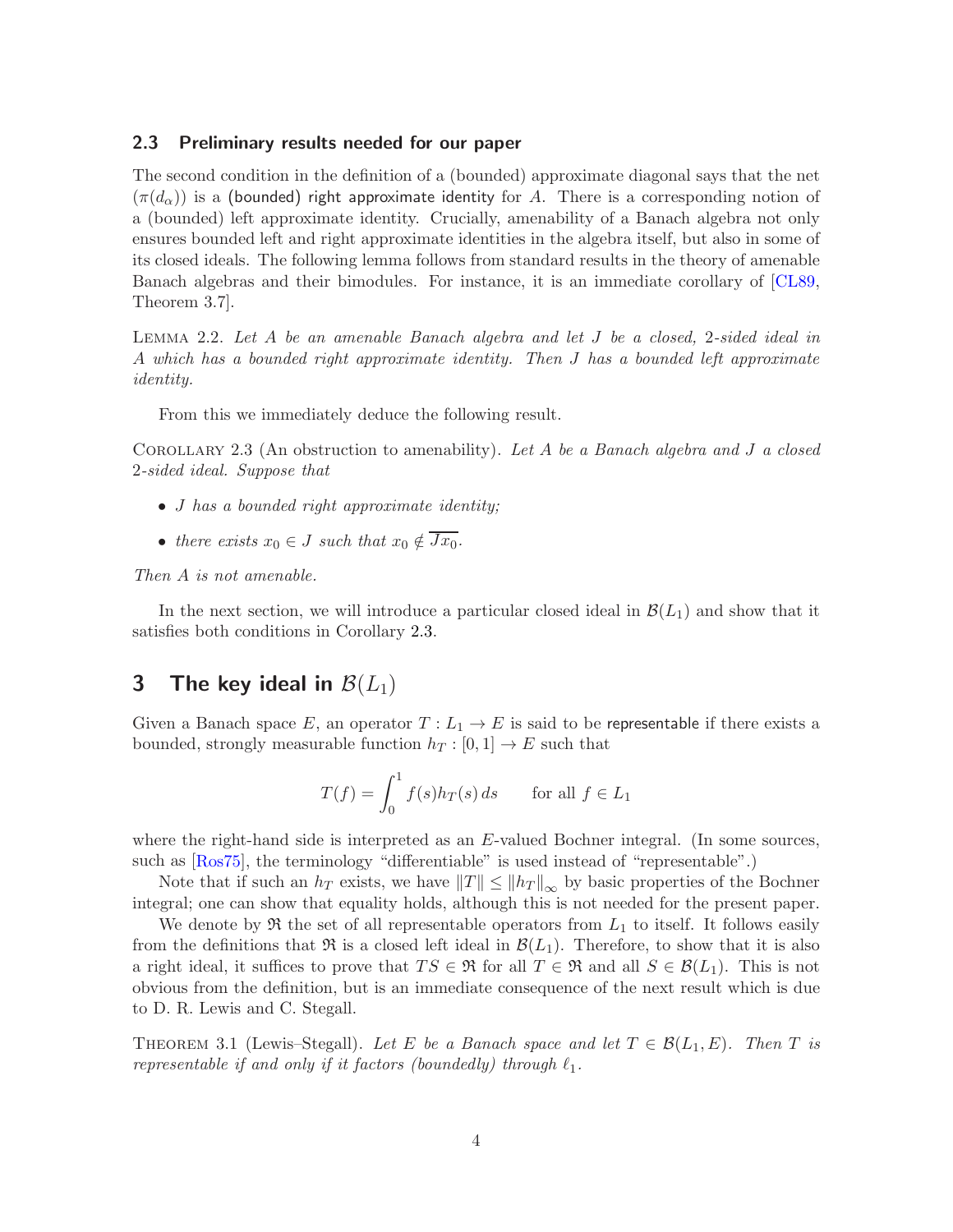### 2.3 Preliminary results needed for our paper

The second condition in the definition of a (bounded) approximate diagonal says that the net $(\pi(d_\alpha))$ is a (bounded) right approximate identity for $A$. There is a corresponding notion of a (bounded) left approximate identity. Crucially, amenability of a Banach algebra not only ensures bounded left and right approximate identities in the algebra itself, but also in some of its closed ideals. The following lemma follows from standard results in the theory of amenable Banach algebras and their bimodules. For instance, it is an immediate corollary of [CL89, Theorem 3.7].

LEMMA 2.2. *Let $A$ be an amenable Banach algebra and let $J$ be a closed, 2-sided ideal in $A$ which has a bounded right approximate identity. Then $J$ has a bounded left approximate identity.*

From this we immediately deduce the following result.

COROLLARY 2.3 (An obstruction to amenability). *Let $A$ be a Banach algebra and $J$ a closed 2-sided ideal. Suppose that*

- *$J$ has a bounded right approximate identity;*
- *there exists $x_0 \in J$ such that $x_0 \notin \overline{Jx_0}$.*

*Then $A$ is not amenable.*

In the next section, we will introduce a particular closed ideal in $\mathcal{B}(L_1)$ and show that it satisfies both conditions in Corollary 2.3.

## 3 The key ideal in $\mathcal{B}(L_1)$

Given a Banach space $E$, an operator $T : L_1 \to E$ is said to be representable if there exists a bounded, strongly measurable function $h_T : [0, 1] \to E$ such that

$$T(f) = \int_0^1 f(s)h_T(s)\, ds \qquad \text{for all } f \in L_1$$

where the right-hand side is interpreted as an $E$-valued Bochner integral. (In some sources, such as [Ros75], the terminology "differentiable" is used instead of "representable".)

Note that if such an $h_T$ exists, we have $\|T\| \le \|h_T\|_\infty$ by basic properties of the Bochner integral; one can show that equality holds, although this is not needed for the present paper.

We denote by $\mathfrak{R}$ the set of all representable operators from $L_1$ to itself. It follows easily from the definitions that $\mathfrak{R}$ is a closed left ideal in $\mathcal{B}(L_1)$. Therefore, to show that it is also a right ideal, it suffices to prove that $TS \in \mathfrak{R}$ for all $T \in \mathfrak{R}$ and all $S \in \mathcal{B}(L_1)$. This is not obvious from the definition, but is an immediate consequence of the next result which is due to D. R. Lewis and C. Stegall.

THEOREM 3.1 (Lewis–Stegall). *Let $E$ be a Banach space and let $T \in \mathcal{B}(L_1, E)$. Then $T$ is representable if and only if it factors (boundedly) through $\ell_1$.*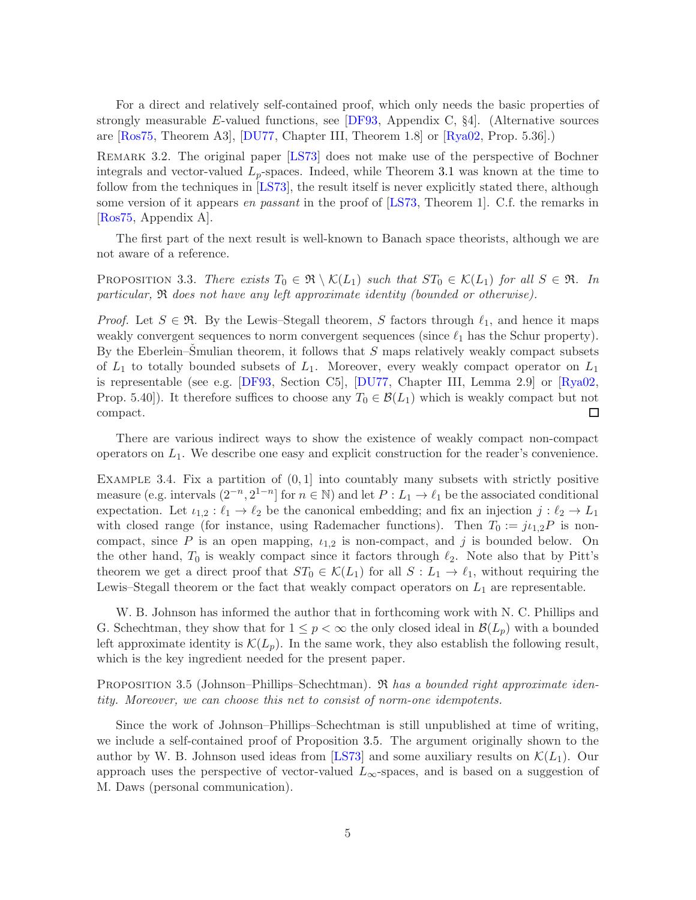For a direct and relatively self-contained proof, which only needs the basic properties of strongly measurable $E$-valued functions, see [DF93, Appendix C, §4]. (Alternative sources are [Ros75, Theorem A3], [DU77, Chapter III, Theorem 1.8] or [Rya02, Prop. 5.36].)

Remark 3.2. The original paper [LS73] does not make use of the perspective of Bochner integrals and vector-valued $L_p$-spaces. Indeed, while Theorem 3.1 was known at the time to follow from the techniques in [LS73], the result itself is never explicitly stated there, although some version of it appears *en passant* in the proof of [LS73, Theorem 1]. C.f. the remarks in [Ros75, Appendix A].

The first part of the next result is well-known to Banach space theorists, although we are not aware of a reference.

Proposition 3.3. *There exists $T_0 \in \mathfrak{R} \setminus \mathcal{K}(L_1)$ such that $ST_0 \in \mathcal{K}(L_1)$ for all $S \in \mathfrak{R}$. In particular, $\mathfrak{R}$ does not have any left approximate identity (bounded or otherwise).*

*Proof.* Let $S \in \mathfrak{R}$. By the Lewis–Stegall theorem, $S$ factors through $\ell_1$, and hence it maps weakly convergent sequences to norm convergent sequences (since $\ell_1$ has the Schur property). By the Eberlein–Šmulian theorem, it follows that $S$ maps relatively weakly compact subsets of $L_1$ to totally bounded subsets of $L_1$. Moreover, every weakly compact operator on $L_1$ is representable (see e.g. [DF93, Section C5], [DU77, Chapter III, Lemma 2.9] or [Rya02, Prop. 5.40]). It therefore suffices to choose any $T_0 \in \mathcal{B}(L_1)$ which is weakly compact but not compact. □

There are various indirect ways to show the existence of weakly compact non-compact operators on $L_1$. We describe one easy and explicit construction for the reader's convenience.

Example 3.4. Fix a partition of $(0, 1]$ into countably many subsets with strictly positive measure (e.g. intervals $(2^{-n}, 2^{1-n}]$ for $n \in \mathbb{N}$) and let $P : L_1 \to \ell_1$ be the associated conditional expectation. Let $\iota_{1,2} : \ell_1 \to \ell_2$ be the canonical embedding; and fix an injection $j : \ell_2 \to L_1$ with closed range (for instance, using Rademacher functions). Then $T_0 := j\iota_{1,2}P$ is non-compact, since $P$ is an open mapping, $\iota_{1,2}$ is non-compact, and $j$ is bounded below. On the other hand, $T_0$ is weakly compact since it factors through $\ell_2$. Note also that by Pitt's theorem we get a direct proof that $ST_0 \in \mathcal{K}(L_1)$ for all $S : L_1 \to \ell_1$, without requiring the Lewis–Stegall theorem or the fact that weakly compact operators on $L_1$ are representable.

W. B. Johnson has informed the author that in forthcoming work with N. C. Phillips and G. Schechtman, they show that for $1 \leq p < \infty$ the only closed ideal in $\mathcal{B}(L_p)$ with a bounded left approximate identity is $\mathcal{K}(L_p)$. In the same work, they also establish the following result, which is the key ingredient needed for the present paper.

Proposition 3.5 (Johnson–Phillips–Schechtman). *$\mathfrak{R}$ has a bounded right approximate identity. Moreover, we can choose this net to consist of norm-one idempotents.*

Since the work of Johnson–Phillips–Schechtman is still unpublished at time of writing, we include a self-contained proof of Proposition 3.5. The argument originally shown to the author by W. B. Johnson used ideas from [LS73] and some auxiliary results on $\mathcal{K}(L_1)$. Our approach uses the perspective of vector-valued $L_\infty$-spaces, and is based on a suggestion of M. Daws (personal communication).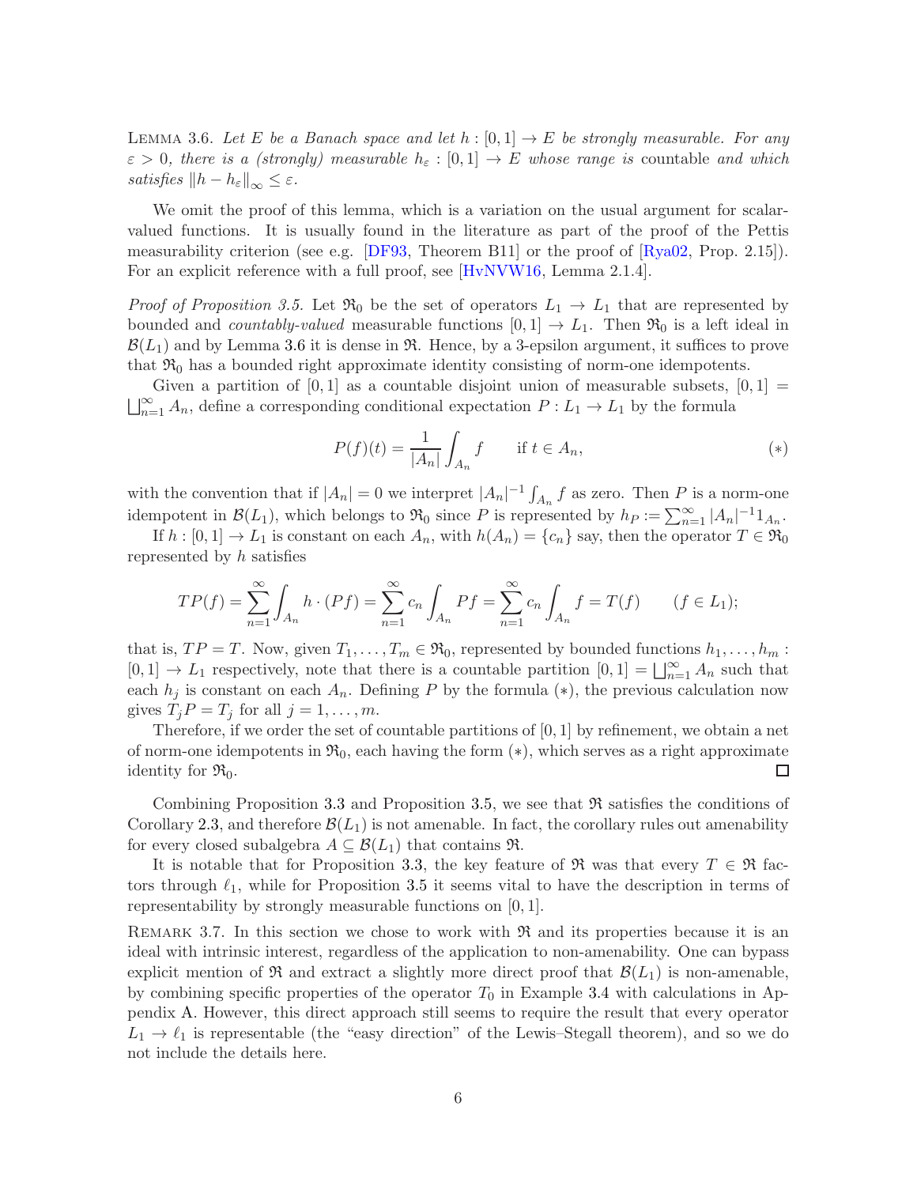LEMMA 3.6. *Let $E$ be a Banach space and let $h : [0,1] \to E$ be strongly measurable. For any $\varepsilon > 0$, there is a (strongly) measurable $h_\varepsilon : [0,1] \to E$ whose range is* countable *and which satisfies $\|h - h_\varepsilon\|_\infty \leq \varepsilon$.*

We omit the proof of this lemma, which is a variation on the usual argument for scalar-valued functions. It is usually found in the literature as part of the proof of the Pettis measurability criterion (see e.g. [DF93, Theorem B11] or the proof of [Rya02, Prop. 2.15]). For an explicit reference with a full proof, see [HvNVW16, Lemma 2.1.4].

*Proof of Proposition 3.5.* Let $\mathfrak{R}_0$ be the set of operators $L_1 \to L_1$ that are represented by bounded and *countably-valued* measurable functions $[0,1] \to L_1$. Then $\mathfrak{R}_0$ is a left ideal in $\mathcal{B}(L_1)$ and by Lemma 3.6 it is dense in $\mathfrak{R}$. Hence, by a 3-epsilon argument, it suffices to prove that $\mathfrak{R}_0$ has a bounded right approximate identity consisting of norm-one idempotents.

Given a partition of $[0,1]$ as a countable disjoint union of measurable subsets, $[0,1] = \bigsqcup_{n=1}^\infty A_n$, define a corresponding conditional expectation $P : L_1 \to L_1$ by the formula

$$P(f)(t) = \frac{1}{|A_n|}\int_{A_n} f \qquad \text{if } t \in A_n, \tag{$*$}$$

with the convention that if $|A_n| = 0$ we interpret $|A_n|^{-1}\int_{A_n} f$ as zero. Then $P$ is a norm-one idempotent in $\mathcal{B}(L_1)$, which belongs to $\mathfrak{R}_0$ since $P$ is represented by $h_P := \sum_{n=1}^\infty |A_n|^{-1}1_{A_n}$.

If $h : [0,1] \to L_1$ is constant on each $A_n$, with $h(A_n) = \{c_n\}$ say, then the operator $T \in \mathfrak{R}_0$ represented by $h$ satisfies

$$TP(f) = \sum_{n=1}^\infty \int_{A_n} h \cdot (Pf) = \sum_{n=1}^\infty c_n \int_{A_n} Pf = \sum_{n=1}^\infty c_n \int_{A_n} f = T(f) \qquad (f \in L_1);$$

that is, $TP = T$. Now, given $T_1, \dots, T_m \in \mathfrak{R}_0$, represented by bounded functions $h_1, \dots, h_m : [0,1] \to L_1$ respectively, note that there is a countable partition $[0,1] = \bigsqcup_{n=1}^\infty A_n$ such that each $h_j$ is constant on each $A_n$. Defining $P$ by the formula ($*$), the previous calculation now gives $T_jP = T_j$ for all $j = 1, \dots, m$.

Therefore, if we order the set of countable partitions of $[0,1]$ by refinement, we obtain a net of norm-one idempotents in $\mathfrak{R}_0$, each having the form ($*$), which serves as a right approximate identity for $\mathfrak{R}_0$. ◻

Combining Proposition 3.3 and Proposition 3.5, we see that $\mathfrak{R}$ satisfies the conditions of Corollary 2.3, and therefore $\mathcal{B}(L_1)$ is not amenable. In fact, the corollary rules out amenability for every closed subalgebra $A \subseteq \mathcal{B}(L_1)$ that contains $\mathfrak{R}$.

It is notable that for Proposition 3.3, the key feature of $\mathfrak{R}$ was that every $T \in \mathfrak{R}$ factors through $\ell_1$, while for Proposition 3.5 it seems vital to have the description in terms of representability by strongly measurable functions on $[0,1]$.

REMARK 3.7. In this section we chose to work with $\mathfrak{R}$ and its properties because it is an ideal with intrinsic interest, regardless of the application to non-amenability. One can bypass explicit mention of $\mathfrak{R}$ and extract a slightly more direct proof that $\mathcal{B}(L_1)$ is non-amenable, by combining specific properties of the operator $T_0$ in Example 3.4 with calculations in Appendix A. However, this direct approach still seems to require the result that every operator $L_1 \to \ell_1$ is representable (the "easy direction" of the Lewis–Stegall theorem), and so we do not include the details here.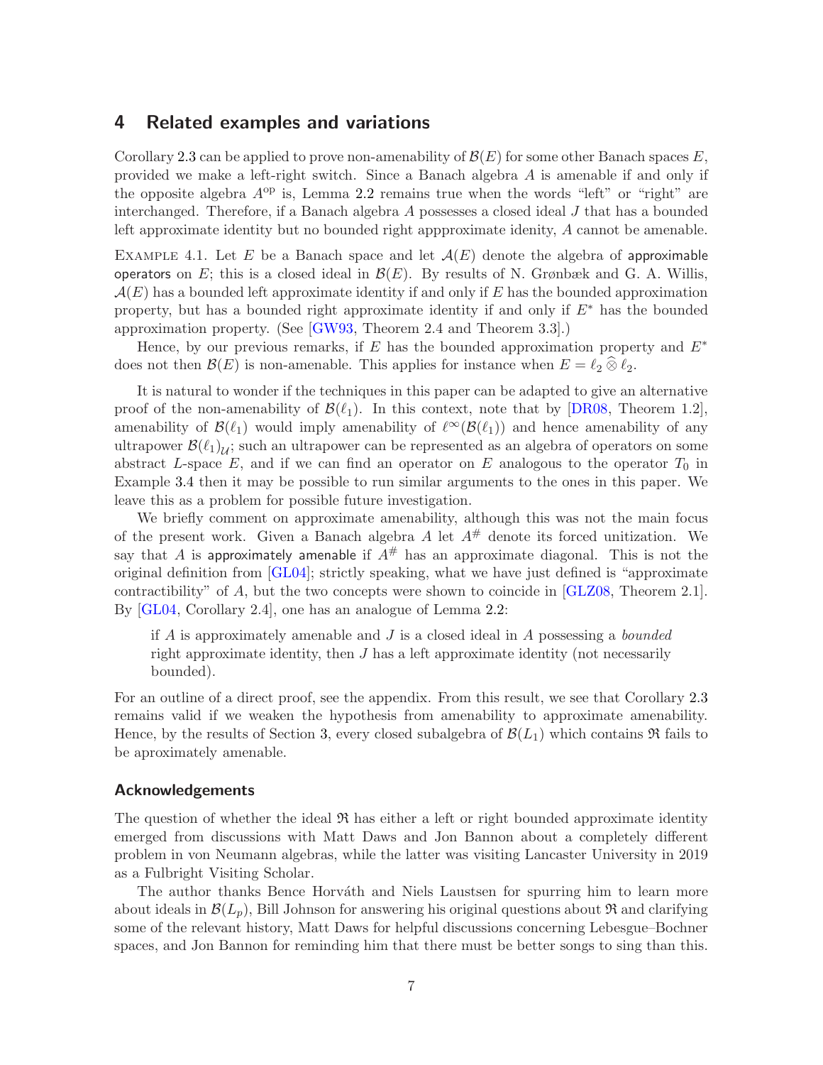## 4 Related examples and variations

Corollary 2.3 can be applied to prove non-amenability of $\mathcal{B}(E)$ for some other Banach spaces $E$, provided we make a left-right switch. Since a Banach algebra $A$ is amenable if and only if the opposite algebra $A^{\rm op}$ is, Lemma 2.2 remains true when the words "left" or "right" are interchanged. Therefore, if a Banach algebra $A$ possesses a closed ideal $J$ that has a bounded left approximate identity but no bounded right appproximate idenity, $A$ cannot be amenable.

Example 4.1. Let $E$ be a Banach space and let $\mathcal{A}(E)$ denote the algebra of approximable operators on $E$; this is a closed ideal in $\mathcal{B}(E)$. By results of N. Grønbæk and G. A. Willis, $\mathcal{A}(E)$ has a bounded left approximate identity if and only if $E$ has the bounded approximation property, but has a bounded right approximate identity if and only if $E^*$ has the bounded approximation property. (See [GW93, Theorem 2.4 and Theorem 3.3].)

Hence, by our previous remarks, if $E$ has the bounded approximation property and $E^*$ does not then $\mathcal{B}(E)$ is non-amenable. This applies for instance when $E = \ell_2 \widehat{\otimes} \ell_2$.

It is natural to wonder if the techniques in this paper can be adapted to give an alternative proof of the non-amenability of $\mathcal{B}(\ell_1)$. In this context, note that by [DR08, Theorem 1.2], amenability of $\mathcal{B}(\ell_1)$ would imply amenability of $\ell^\infty(\mathcal{B}(\ell_1))$ and hence amenability of any ultrapower $\mathcal{B}(\ell_1)_{\mathcal{U}}$; such an ultrapower can be represented as an algebra of operators on some abstract $L$-space $E$, and if we can find an operator on $E$ analogous to the operator $T_0$ in Example 3.4 then it may be possible to run similar arguments to the ones in this paper. We leave this as a problem for possible future investigation.

We briefly comment on approximate amenability, although this was not the main focus of the present work. Given a Banach algebra $A$ let $A^\#$ denote its forced unitization. We say that $A$ is approximately amenable if $A^\#$ has an approximate diagonal. This is not the original definition from [GL04]; strictly speaking, what we have just defined is "approximate contractibility" of $A$, but the two concepts were shown to coincide in [GLZ08, Theorem 2.1]. By [GL04, Corollary 2.4], one has an analogue of Lemma 2.2:

> if $A$ is approximately amenable and $J$ is a closed ideal in $A$ possessing a *bounded* right approximate identity, then $J$ has a left approximate identity (not necessarily bounded).

For an outline of a direct proof, see the appendix. From this result, we see that Corollary 2.3 remains valid if we weaken the hypothesis from amenability to approximate amenability. Hence, by the results of Section 3, every closed subalgebra of $\mathcal{B}(L_1)$ which contains $\mathfrak{R}$ fails to be aproximately amenable.

### Acknowledgements

The question of whether the ideal $\mathfrak{R}$ has either a left or right bounded approximate identity emerged from discussions with Matt Daws and Jon Bannon about a completely different problem in von Neumann algebras, while the latter was visiting Lancaster University in 2019 as a Fulbright Visiting Scholar.

The author thanks Bence Horváth and Niels Laustsen for spurring him to learn more about ideals in $\mathcal{B}(L_p)$, Bill Johnson for answering his original questions about $\mathfrak{R}$ and clarifying some of the relevant history, Matt Daws for helpful discussions concerning Lebesgue–Bochner spaces, and Jon Bannon for reminding him that there must be better songs to sing than this.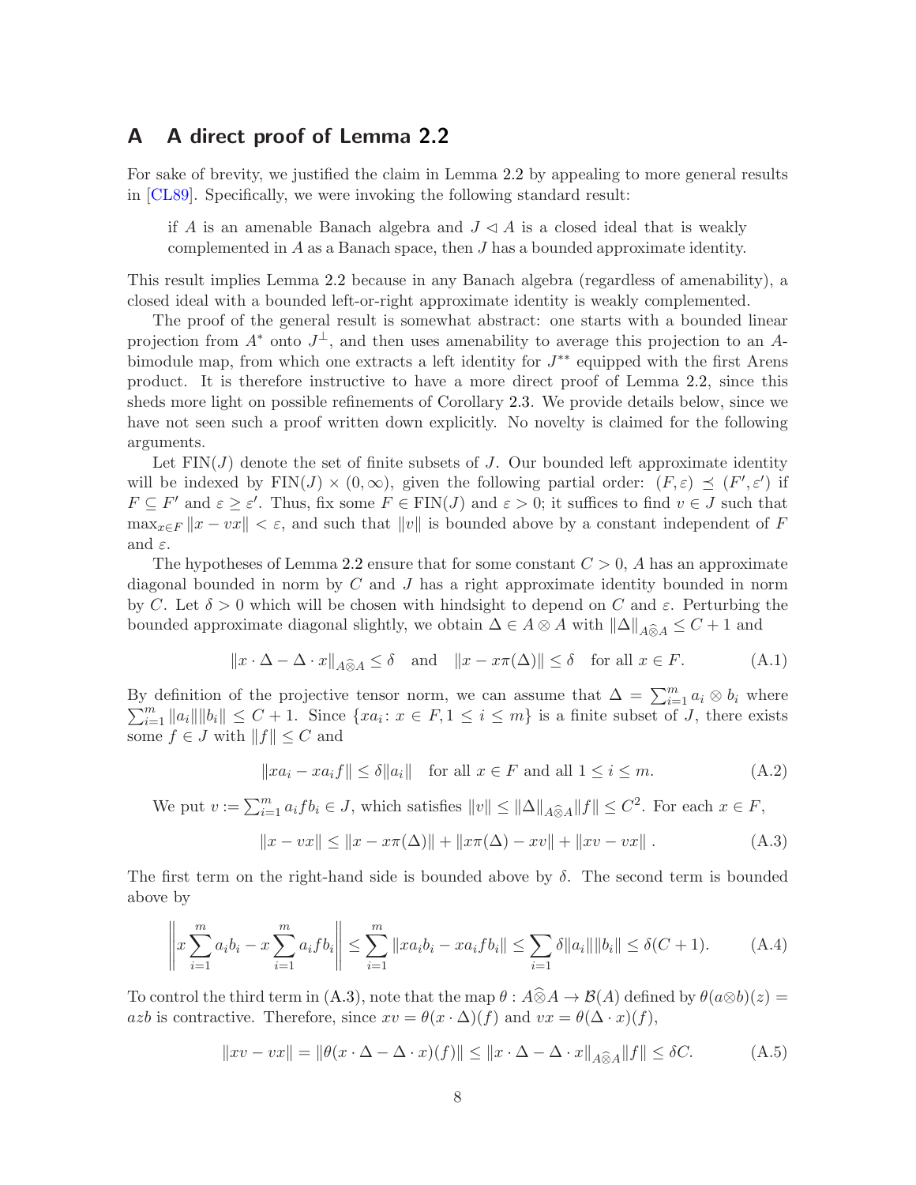## A A direct proof of Lemma 2.2

For sake of brevity, we justified the claim in Lemma 2.2 by appealing to more general results in [CL89]. Specifically, we were invoking the following standard result:

> if $A$ is an amenable Banach algebra and $J \lhd A$ is a closed ideal that is weakly complemented in $A$ as a Banach space, then $J$ has a bounded approximate identity.

This result implies Lemma 2.2 because in any Banach algebra (regardless of amenability), a closed ideal with a bounded left-or-right approximate identity is weakly complemented.

The proof of the general result is somewhat abstract: one starts with a bounded linear projection from $A^*$ onto $J^\perp$, and then uses amenability to average this projection to an $A$-bimodule map, from which one extracts a left identity for $J^{**}$ equipped with the first Arens product. It is therefore instructive to have a more direct proof of Lemma 2.2, since this sheds more light on possible refinements of Corollary 2.3. We provide details below, since we have not seen such a proof written down explicitly. No novelty is claimed for the following arguments.

Let $\mathrm{FIN}(J)$ denote the set of finite subsets of $J$. Our bounded left approximate identity will be indexed by $\mathrm{FIN}(J) \times (0, \infty)$, given the following partial order: $(F, \varepsilon) \preceq (F', \varepsilon')$ if $F \subseteq F'$ and $\varepsilon \geq \varepsilon'$. Thus, fix some $F \in \mathrm{FIN}(J)$ and $\varepsilon > 0$; it suffices to find $v \in J$ such that $\max_{x \in F} \|x - vx\| < \varepsilon$, and such that $\|v\|$ is bounded above by a constant independent of $F$ and $\varepsilon$.

The hypotheses of Lemma 2.2 ensure that for some constant $C > 0$, $A$ has an approximate diagonal bounded in norm by $C$ and $J$ has a right approximate identity bounded in norm by $C$. Let $\delta > 0$ which will be chosen with hindsight to depend on $C$ and $\varepsilon$. Perturbing the bounded approximate diagonal slightly, we obtain $\Delta \in A \otimes A$ with $\|\Delta\|_{A \widehat{\otimes} A} \leq C + 1$ and

$$\|x \cdot \Delta - \Delta \cdot x\|_{A \widehat{\otimes} A} \leq \delta \quad \text{and} \quad \|x - x\pi(\Delta)\| \leq \delta \quad \text{for all } x \in F. \tag{A.1}$$

By definition of the projective tensor norm, we can assume that $\Delta = \sum_{i=1}^m a_i \otimes b_i$ where $\sum_{i=1}^m \|a_i\|\|b_i\| \leq C + 1$. Since $\{xa_i : x \in F, 1 \leq i \leq m\}$ is a finite subset of $J$, there exists some $f \in J$ with $\|f\| \leq C$ and

$$\|xa_i - xa_i f\| \leq \delta \|a_i\| \quad \text{for all } x \in F \text{ and all } 1 \leq i \leq m. \tag{A.2}$$

We put $v := \sum_{i=1}^m a_i f b_i \in J$, which satisfies $\|v\| \leq \|\Delta\|_{A \widehat{\otimes} A} \|f\| \leq C^2$. For each $x \in F$,

$$\|x - vx\| \leq \|x - x\pi(\Delta)\| + \|x\pi(\Delta) - xv\| + \|xv - vx\| \,. \tag{A.3}$$

The first term on the right-hand side is bounded above by $\delta$. The second term is bounded above by

$$\left\| x \sum_{i=1}^m a_i b_i - x \sum_{i=1}^m a_i f b_i \right\| \leq \sum_{i=1}^m \|xa_i b_i - xa_i f b_i\| \leq \sum_{i=1} \delta \|a_i\|\|b_i\| \leq \delta(C + 1). \tag{A.4}$$

To control the third term in (A.3), note that the map $\theta : A \widehat{\otimes} A \to \mathcal{B}(A)$ defined by $\theta(a \otimes b)(z) = azb$ is contractive. Therefore, since $xv = \theta(x \cdot \Delta)(f)$ and $vx = \theta(\Delta \cdot x)(f)$,

$$\|xv - vx\| = \|\theta(x \cdot \Delta - \Delta \cdot x)(f)\| \leq \|x \cdot \Delta - \Delta \cdot x\|_{A \widehat{\otimes} A} \|f\| \leq \delta C. \tag{A.5}$$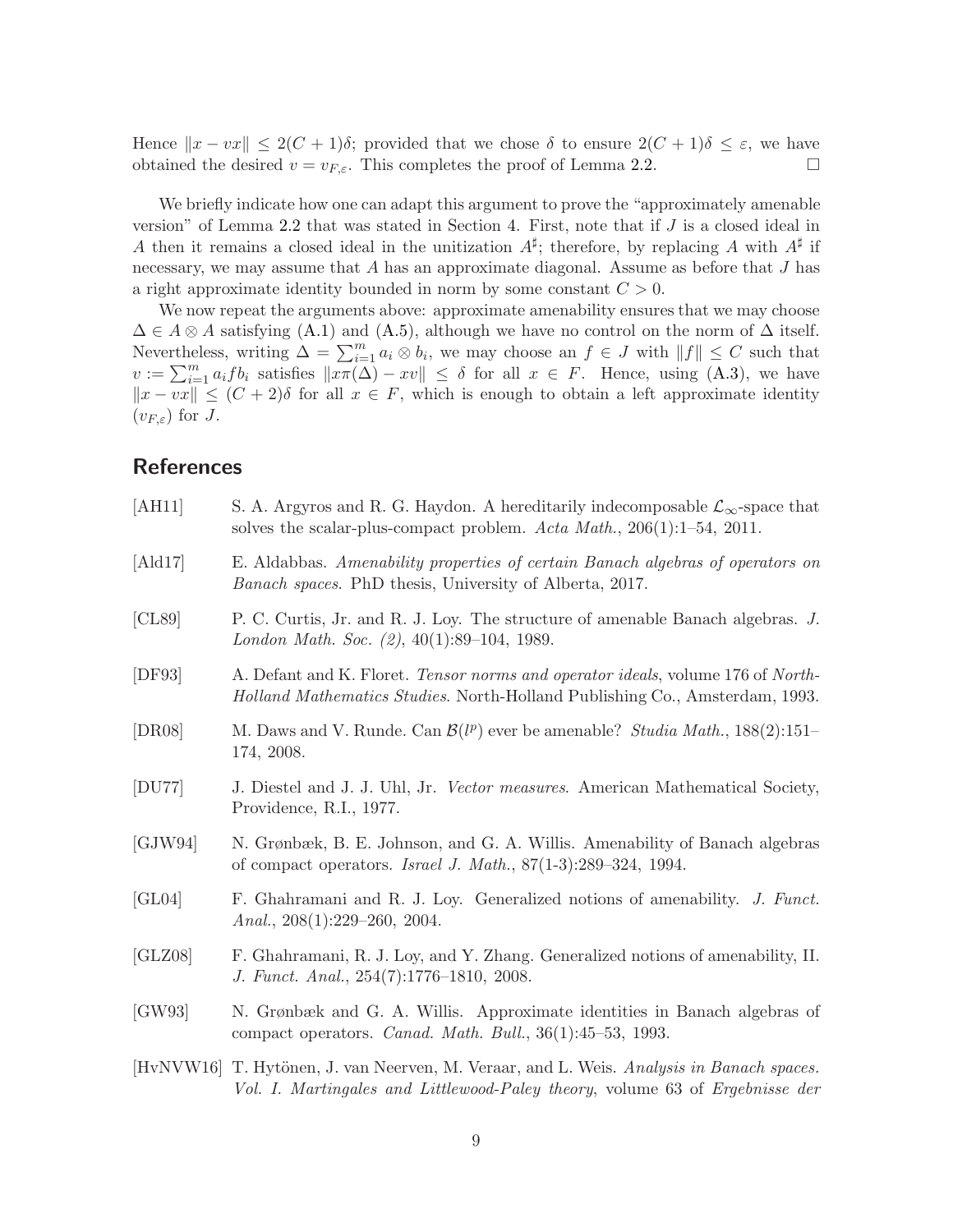Hence $\|x - vx\| \le 2(C+1)\delta$; provided that we chose $\delta$ to ensure $2(C+1)\delta \le \varepsilon$, we have obtained the desired $v = v_{F,\varepsilon}$. This completes the proof of Lemma 2.2. $\square$

We briefly indicate how one can adapt this argument to prove the "approximately amenable version" of Lemma 2.2 that was stated in Section 4. First, note that if $J$ is a closed ideal in $A$ then it remains a closed ideal in the unitization $A^\sharp$; therefore, by replacing $A$ with $A^\sharp$ if necessary, we may assume that $A$ has an approximate diagonal. Assume as before that $J$ has a right approximate identity bounded in norm by some constant $C > 0$.

We now repeat the arguments above: approximate amenability ensures that we may choose $\Delta \in A \otimes A$ satisfying (A.1) and (A.5), although we have no control on the norm of $\Delta$ itself. Nevertheless, writing $\Delta = \sum_{i=1}^m a_i \otimes b_i$, we may choose an $f \in J$ with $\|f\| \le C$ such that $v := \sum_{i=1}^m a_i f b_i$ satisfies $\|x\pi(\Delta) - xv\| \le \delta$ for all $x \in F$. Hence, using (A.3), we have $\|x - vx\| \le (C+2)\delta$ for all $x \in F$, which is enough to obtain a left approximate identity $(v_{F,\varepsilon})$ for $J$.

## References

[AH11] S. A. Argyros and R. G. Haydon. A hereditarily indecomposable $\mathcal{L}_\infty$-space that solves the scalar-plus-compact problem. *Acta Math.*, 206(1):1–54, 2011.

[Ald17] E. Aldabbas. *Amenability properties of certain Banach algebras of operators on Banach spaces*. PhD thesis, University of Alberta, 2017.

[CL89] P. C. Curtis, Jr. and R. J. Loy. The structure of amenable Banach algebras. *J. London Math. Soc. (2)*, 40(1):89–104, 1989.

[DF93] A. Defant and K. Floret. *Tensor norms and operator ideals*, volume 176 of *North-Holland Mathematics Studies*. North-Holland Publishing Co., Amsterdam, 1993.

[DR08] M. Daws and V. Runde. Can $\mathcal{B}(l^p)$ ever be amenable? *Studia Math.*, 188(2):151–174, 2008.

[DU77] J. Diestel and J. J. Uhl, Jr. *Vector measures*. American Mathematical Society, Providence, R.I., 1977.

[GJW94] N. Grønbæk, B. E. Johnson, and G. A. Willis. Amenability of Banach algebras of compact operators. *Israel J. Math.*, 87(1-3):289–324, 1994.

[GL04] F. Ghahramani and R. J. Loy. Generalized notions of amenability. *J. Funct. Anal.*, 208(1):229–260, 2004.

[GLZ08] F. Ghahramani, R. J. Loy, and Y. Zhang. Generalized notions of amenability, II. *J. Funct. Anal.*, 254(7):1776–1810, 2008.

[GW93] N. Grønbæk and G. A. Willis. Approximate identities in Banach algebras of compact operators. *Canad. Math. Bull.*, 36(1):45–53, 1993.

[HvNVW16] T. Hytönen, J. van Neerven, M. Veraar, and L. Weis. *Analysis in Banach spaces. Vol. I. Martingales and Littlewood-Paley theory*, volume 63 of *Ergebnisse der*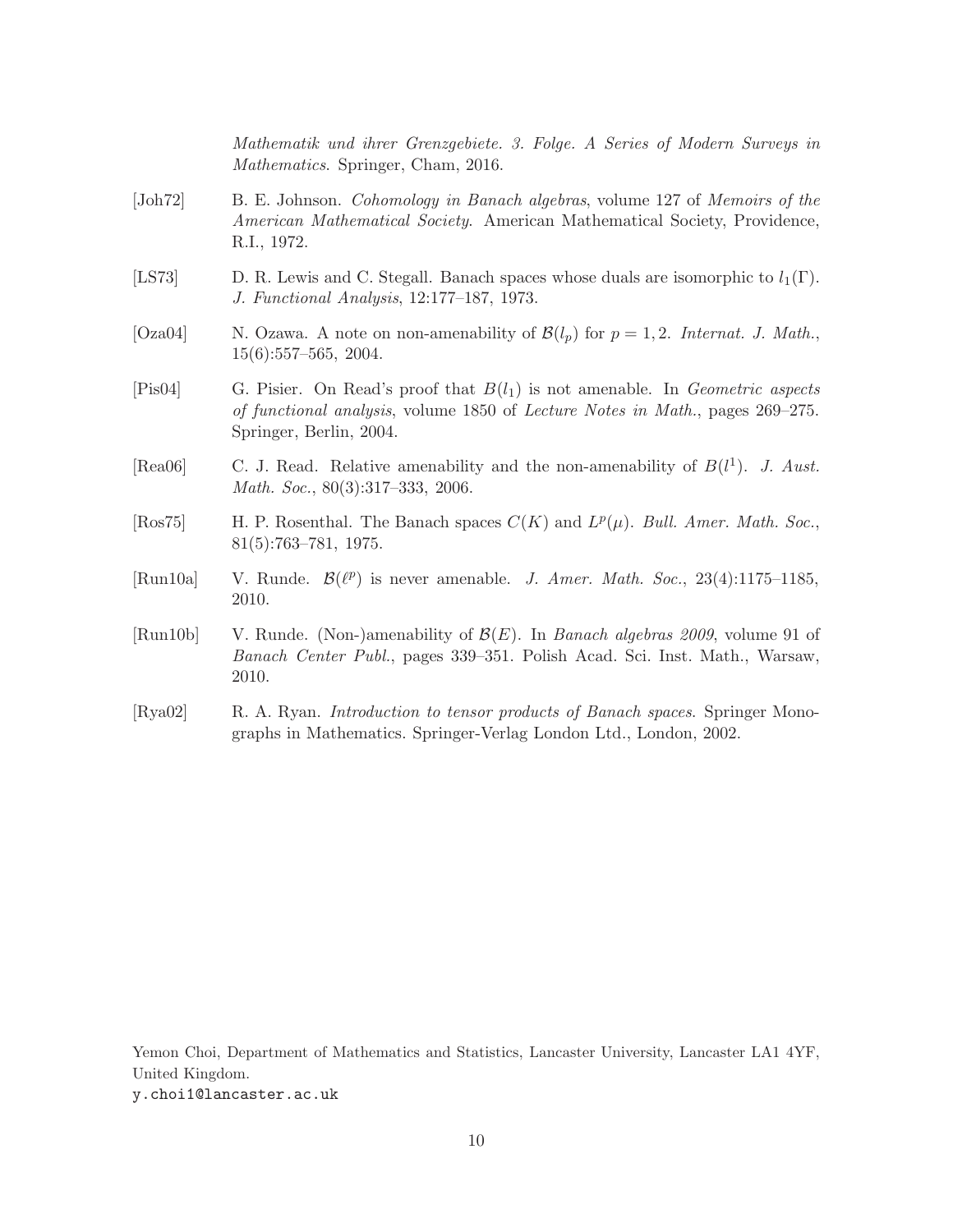*Mathematik und ihrer Grenzgebiete. 3. Folge. A Series of Modern Surveys in Mathematics*. Springer, Cham, 2016.

[Joh72] B. E. Johnson. *Cohomology in Banach algebras*, volume 127 of *Memoirs of the American Mathematical Society*. American Mathematical Society, Providence, R.I., 1972.

[LS73] D. R. Lewis and C. Stegall. Banach spaces whose duals are isomorphic to $l_1(\Gamma)$. *J. Functional Analysis*, 12:177–187, 1973.

[Oza04] N. Ozawa. A note on non-amenability of $\mathcal{B}(l_p)$ for $p = 1, 2$. *Internat. J. Math.*, 15(6):557–565, 2004.

[Pis04] G. Pisier. On Read's proof that $B(l_1)$ is not amenable. In *Geometric aspects of functional analysis*, volume 1850 of *Lecture Notes in Math.*, pages 269–275. Springer, Berlin, 2004.

[Rea06] C. J. Read. Relative amenability and the non-amenability of $B(l^1)$. *J. Aust. Math. Soc.*, 80(3):317–333, 2006.

[Ros75] H. P. Rosenthal. The Banach spaces $C(K)$ and $L^p(\mu)$. *Bull. Amer. Math. Soc.*, 81(5):763–781, 1975.

[Run10a] V. Runde. $\mathcal{B}(\ell^p)$ is never amenable. *J. Amer. Math. Soc.*, 23(4):1175–1185, 2010.

[Run10b] V. Runde. (Non-)amenability of $\mathcal{B}(E)$. In *Banach algebras 2009*, volume 91 of *Banach Center Publ.*, pages 339–351. Polish Acad. Sci. Inst. Math., Warsaw, 2010.

[Rya02] R. A. Ryan. *Introduction to tensor products of Banach spaces*. Springer Monographs in Mathematics. Springer-Verlag London Ltd., London, 2002.

Yemon Choi, Department of Mathematics and Statistics, Lancaster University, Lancaster LA1 4YF, United Kingdom.
y.choi1@lancaster.ac.uk